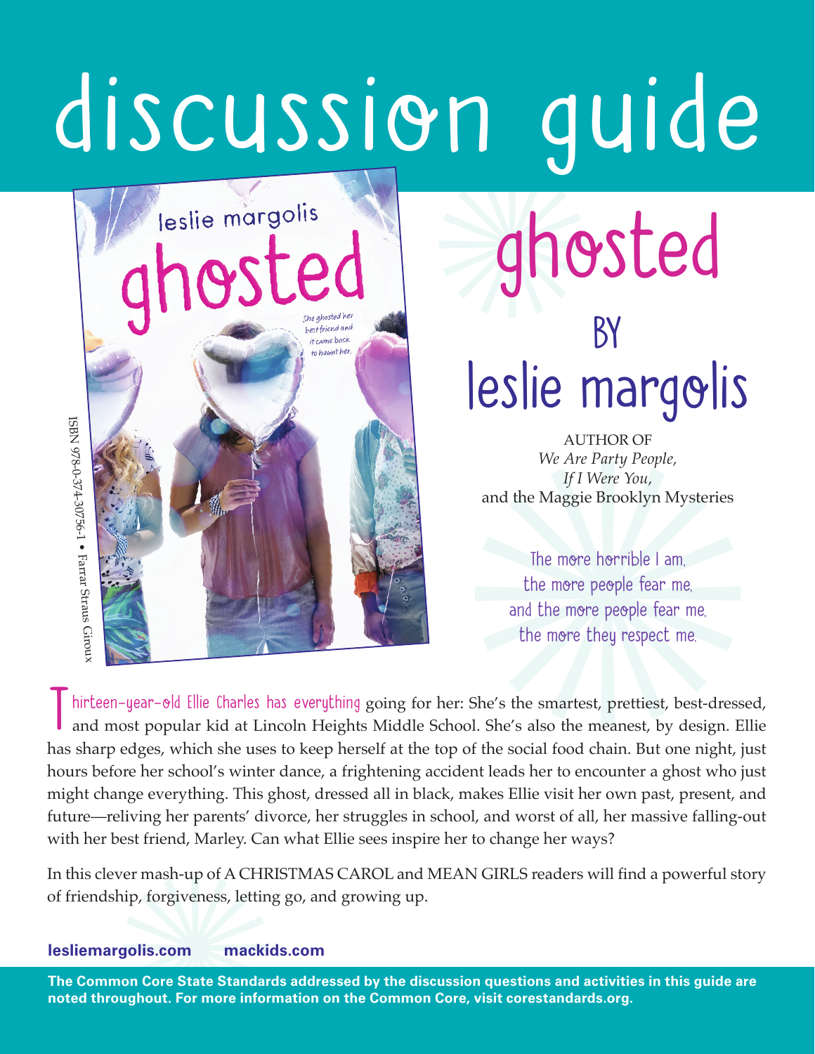# discussion guide

# ghosted

## BY leslie margolis

AUTHOR OF
*We Are Party People*,
*If I Were You*,
and the Maggie Brooklyn Mysteries

The more horrible I am,
the more people fear me,
and the more people fear me,
the more they respect me.

ISBN 978-0-374-30756-1 • Farrar Straus Giroux

Thirteen-year-old Ellie Charles has everything going for her: She's the smartest, prettiest, best-dressed, and most popular kid at Lincoln Heights Middle School. She's also the meanest, by design. Ellie has sharp edges, which she uses to keep herself at the top of the social food chain. But one night, just hours before her school's winter dance, a frightening accident leads her to encounter a ghost who just might change everything. This ghost, dressed all in black, makes Ellie visit her own past, present, and future—reliving her parents' divorce, her struggles in school, and worst of all, her massive falling-out with her best friend, Marley. Can what Ellie sees inspire her to change her ways?

In this clever mash-up of A CHRISTMAS CAROL and MEAN GIRLS readers will find a powerful story of friendship, forgiveness, letting go, and growing up.

**lesliemargolis.com** **mackids.com**

**The Common Core State Standards addressed by the discussion questions and activities in this guide are noted throughout. For more information on the Common Core, visit corestandards.org.**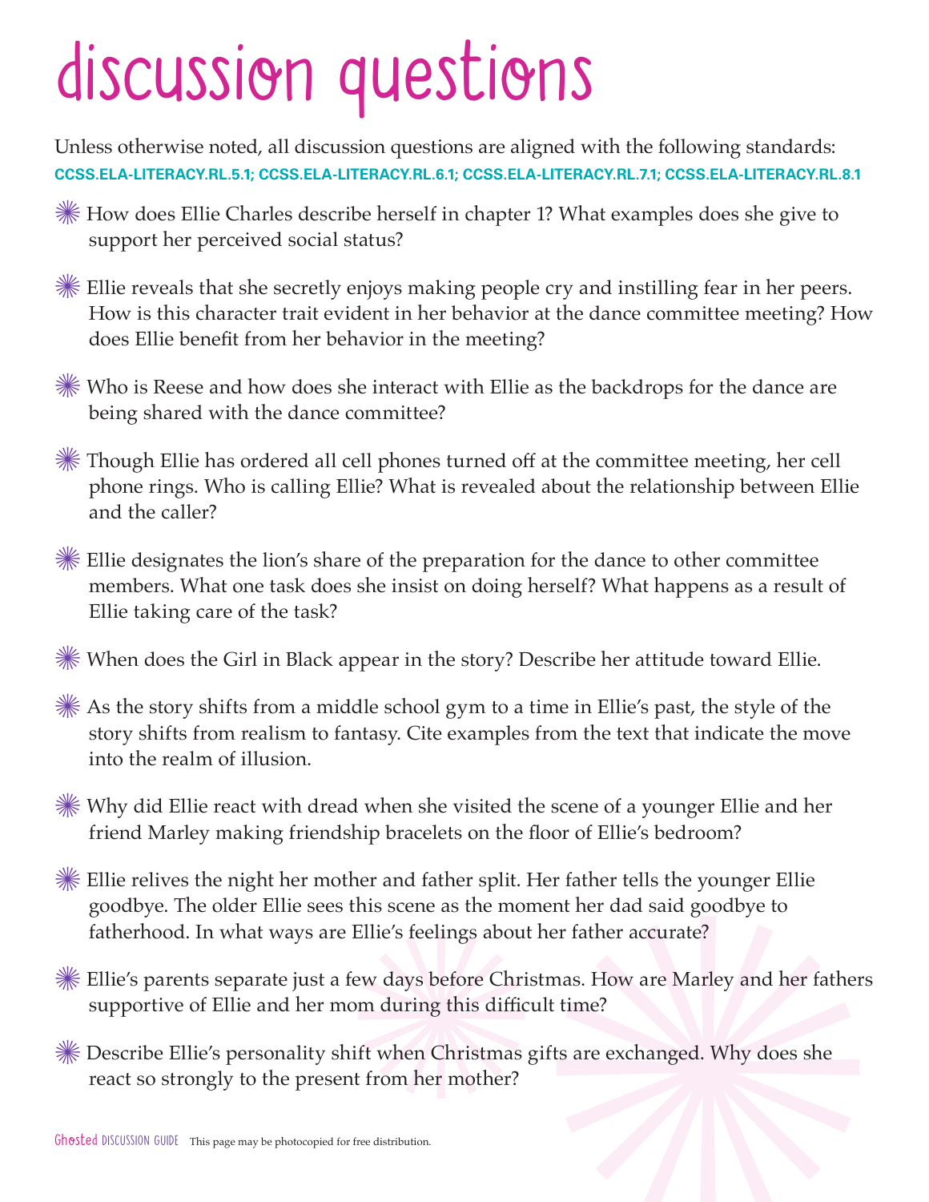# discussion questions

Unless otherwise noted, all discussion questions are aligned with the following standards: **CCSS.ELA-LITERACY.RL.5.1; CCSS.ELA-LITERACY.RL.6.1; CCSS.ELA-LITERACY.RL.7.1; CCSS.ELA-LITERACY.RL.8.1**

- How does Ellie Charles describe herself in chapter 1? What examples does she give to support her perceived social status?
- Ellie reveals that she secretly enjoys making people cry and instilling fear in her peers. How is this character trait evident in her behavior at the dance committee meeting? How does Ellie benefit from her behavior in the meeting?
- Who is Reese and how does she interact with Ellie as the backdrops for the dance are being shared with the dance committee?
- Though Ellie has ordered all cell phones turned off at the committee meeting, her cell phone rings. Who is calling Ellie? What is revealed about the relationship between Ellie and the caller?
- Ellie designates the lion's share of the preparation for the dance to other committee members. What one task does she insist on doing herself? What happens as a result of Ellie taking care of the task?
- When does the Girl in Black appear in the story? Describe her attitude toward Ellie.
- As the story shifts from a middle school gym to a time in Ellie's past, the style of the story shifts from realism to fantasy. Cite examples from the text that indicate the move into the realm of illusion.
- Why did Ellie react with dread when she visited the scene of a younger Ellie and her friend Marley making friendship bracelets on the floor of Ellie's bedroom?
- Ellie relives the night her mother and father split. Her father tells the younger Ellie goodbye. The older Ellie sees this scene as the moment her dad said goodbye to fatherhood. In what ways are Ellie's feelings about her father accurate?
- Ellie's parents separate just a few days before Christmas. How are Marley and her fathers supportive of Ellie and her mom during this difficult time?
- Describe Ellie's personality shift when Christmas gifts are exchanged. Why does she react so strongly to the present from her mother?

Ghosted DISCUSSION GUIDE This page may be photocopied for free distribution.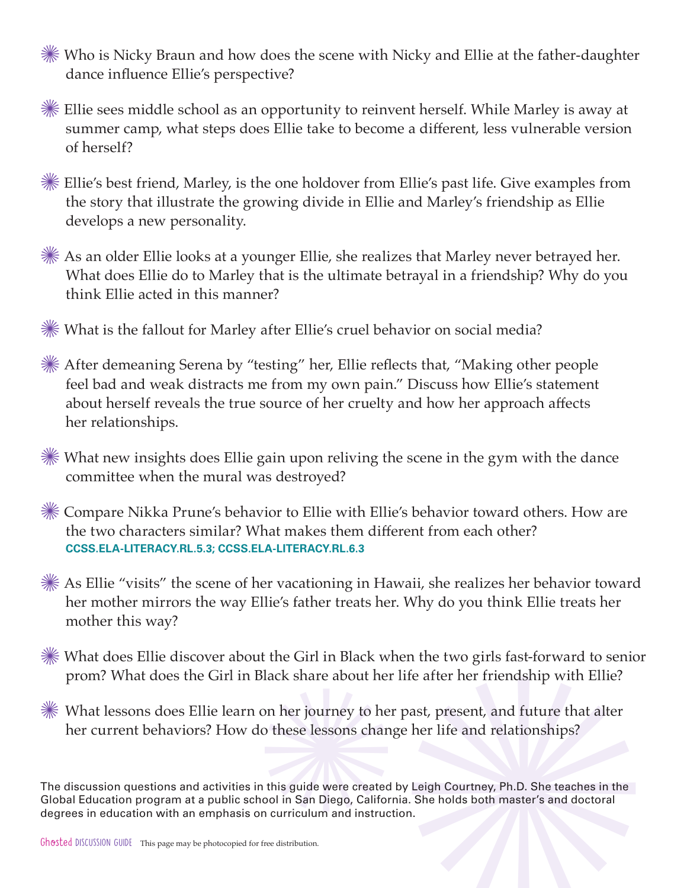- Who is Nicky Braun and how does the scene with Nicky and Ellie at the father-daughter dance influence Ellie's perspective?

- Ellie sees middle school as an opportunity to reinvent herself. While Marley is away at summer camp, what steps does Ellie take to become a different, less vulnerable version of herself?

- Ellie's best friend, Marley, is the one holdover from Ellie's past life. Give examples from the story that illustrate the growing divide in Ellie and Marley's friendship as Ellie develops a new personality.

- As an older Ellie looks at a younger Ellie, she realizes that Marley never betrayed her. What does Ellie do to Marley that is the ultimate betrayal in a friendship? Why do you think Ellie acted in this manner?

- What is the fallout for Marley after Ellie's cruel behavior on social media?

- After demeaning Serena by "testing" her, Ellie reflects that, "Making other people feel bad and weak distracts me from my own pain." Discuss how Ellie's statement about herself reveals the true source of her cruelty and how her approach affects her relationships.

- What new insights does Ellie gain upon reliving the scene in the gym with the dance committee when the mural was destroyed?

- Compare Nikka Prune's behavior to Ellie with Ellie's behavior toward others. How are the two characters similar? What makes them different from each other?
  **CCSS.ELA-LITERACY.RL.5.3; CCSS.ELA-LITERACY.RL.6.3**

- As Ellie "visits" the scene of her vacationing in Hawaii, she realizes her behavior toward her mother mirrors the way Ellie's father treats her. Why do you think Ellie treats her mother this way?

- What does Ellie discover about the Girl in Black when the two girls fast-forward to senior prom? What does the Girl in Black share about her life after her friendship with Ellie?

- What lessons does Ellie learn on her journey to her past, present, and future that alter her current behaviors? How do these lessons change her life and relationships?

The discussion questions and activities in this guide were created by Leigh Courtney, Ph.D. She teaches in the Global Education program at a public school in San Diego, California. She holds both master's and doctoral degrees in education with an emphasis on curriculum and instruction.

This page may be photocopied for free distribution.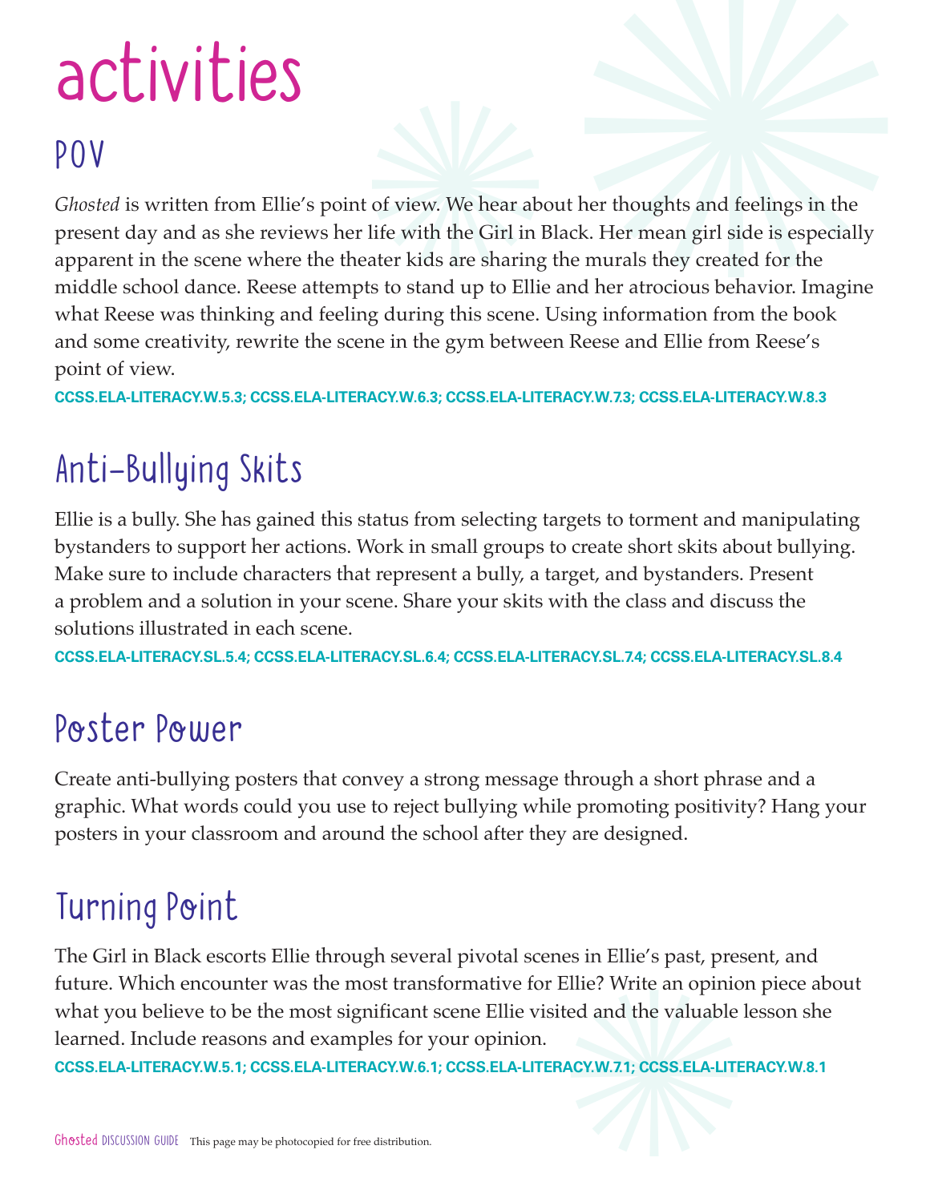# activities

## POV

*Ghosted* is written from Ellie's point of view. We hear about her thoughts and feelings in the present day and as she reviews her life with the Girl in Black. Her mean girl side is especially apparent in the scene where the theater kids are sharing the murals they created for the middle school dance. Reese attempts to stand up to Ellie and her atrocious behavior. Imagine what Reese was thinking and feeling during this scene. Using information from the book and some creativity, rewrite the scene in the gym between Reese and Ellie from Reese's point of view.

**CCSS.ELA-LITERACY.W.5.3; CCSS.ELA-LITERACY.W.6.3; CCSS.ELA-LITERACY.W.7.3; CCSS.ELA-LITERACY.W.8.3**

## Anti-Bullying Skits

Ellie is a bully. She has gained this status from selecting targets to torment and manipulating bystanders to support her actions. Work in small groups to create short skits about bullying. Make sure to include characters that represent a bully, a target, and bystanders. Present a problem and a solution in your scene. Share your skits with the class and discuss the solutions illustrated in each scene.

**CCSS.ELA-LITERACY.SL.5.4; CCSS.ELA-LITERACY.SL.6.4; CCSS.ELA-LITERACY.SL.7.4; CCSS.ELA-LITERACY.SL.8.4**

## Poster Power

Create anti-bullying posters that convey a strong message through a short phrase and a graphic. What words could you use to reject bullying while promoting positivity? Hang your posters in your classroom and around the school after they are designed.

## Turning Point

The Girl in Black escorts Ellie through several pivotal scenes in Ellie's past, present, and future. Which encounter was the most transformative for Ellie? Write an opinion piece about what you believe to be the most significant scene Ellie visited and the valuable lesson she learned. Include reasons and examples for your opinion.

**CCSS.ELA-LITERACY.W.5.1; CCSS.ELA-LITERACY.W.6.1; CCSS.ELA-LITERACY.W.7.1; CCSS.ELA-LITERACY.W.8.1**

This page may be photocopied for free distribution.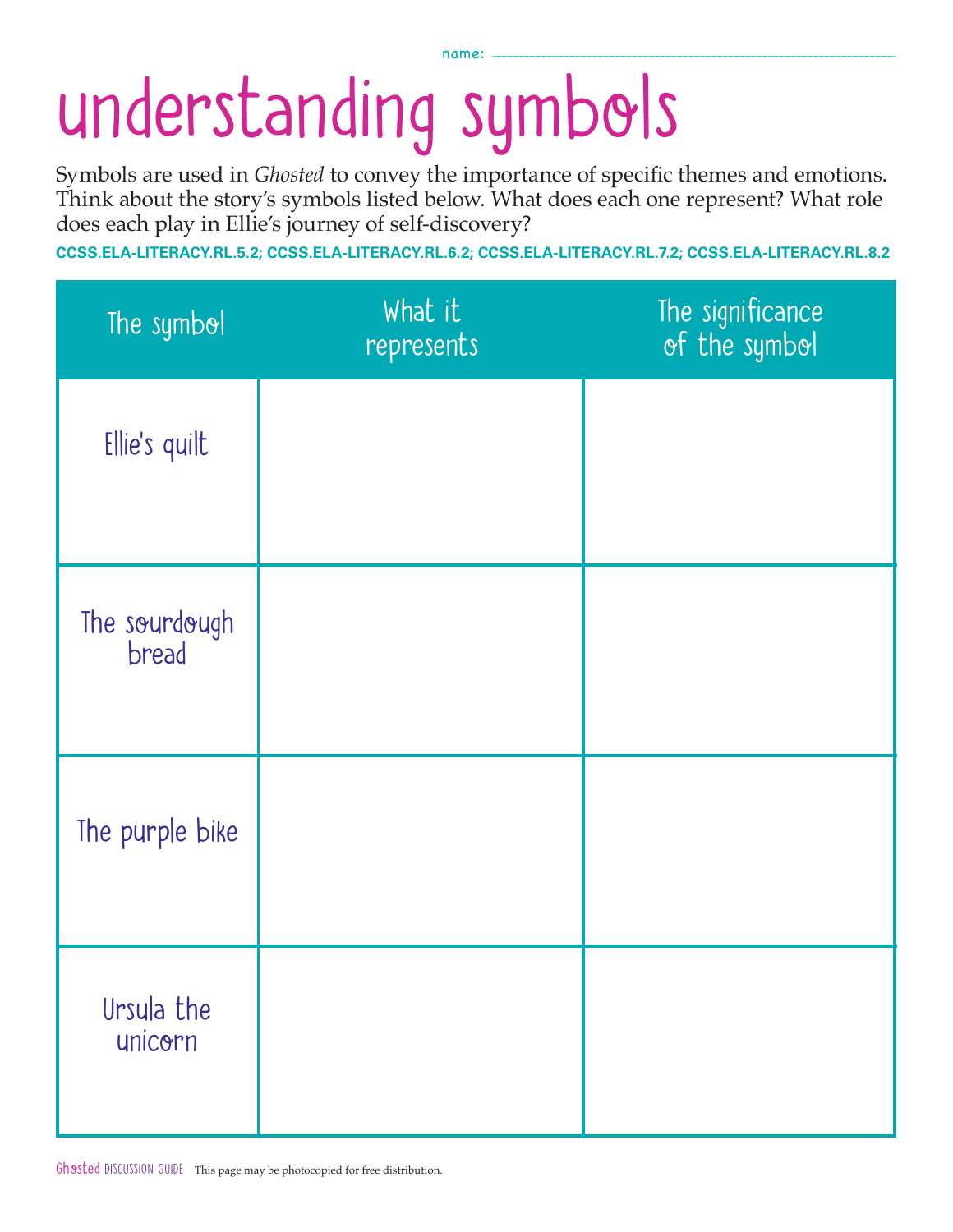name: ____________________

# understanding symbols

Symbols are used in *Ghosted* to convey the importance of specific themes and emotions. Think about the story's symbols listed below. What does each one represent? What role does each play in Ellie's journey of self-discovery?

**CCSS.ELA-LITERACY.RL.5.2; CCSS.ELA-LITERACY.RL.6.2; CCSS.ELA-LITERACY.RL.7.2; CCSS.ELA-LITERACY.RL.8.2**

| The symbol | What it represents | The significance of the symbol |
|---|---|---|
| Ellie's quilt | | |
| The sourdough bread | | |
| The purple bike | | |
| Ursula the unicorn | | |

Ghosted DISCUSSION GUIDE This page may be photocopied for free distribution.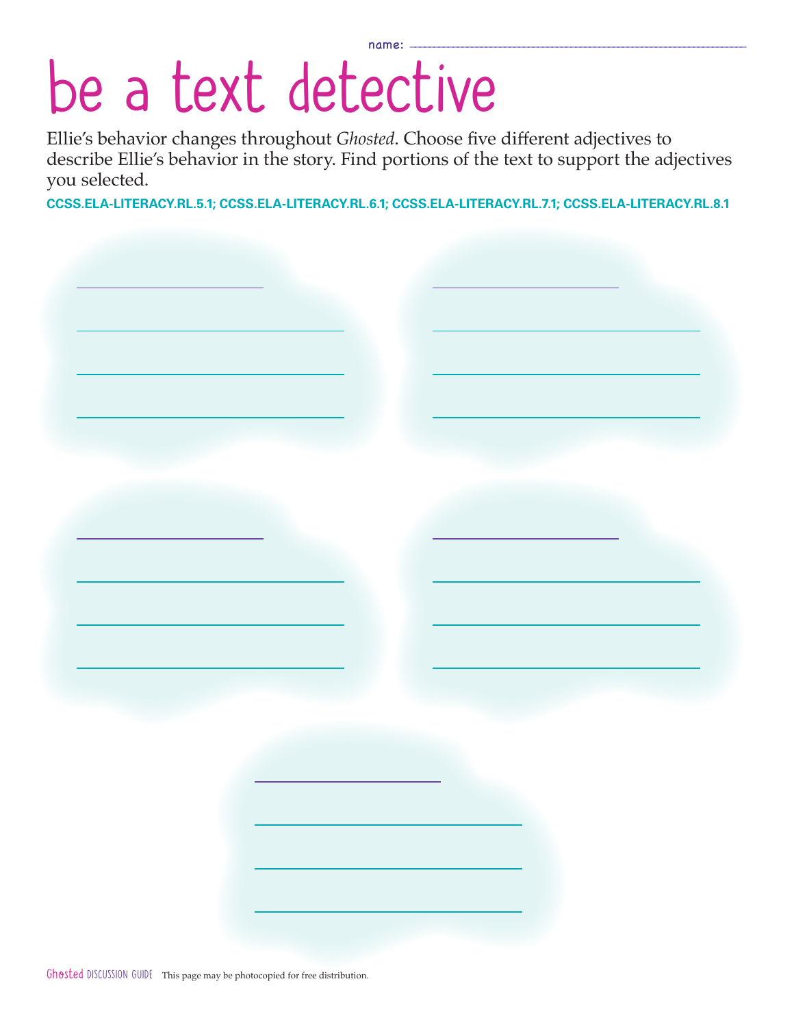name: ____________________

# be a text detective

Ellie's behavior changes throughout *Ghosted*. Choose five different adjectives to describe Ellie's behavior in the story. Find portions of the text to support the adjectives you selected.

**CCSS.ELA-LITERACY.RL.5.1; CCSS.ELA-LITERACY.RL.6.1; CCSS.ELA-LITERACY.RL.7.1; CCSS.ELA-LITERACY.RL.8.1**

____________________

______________________________

______________________________

______________________________

____________________

______________________________

______________________________

______________________________

____________________

______________________________

______________________________

______________________________

____________________

______________________________

______________________________

______________________________

____________________

______________________________

______________________________

______________________________

Ghosted DISCUSSION GUIDE This page may be photocopied for free distribution.